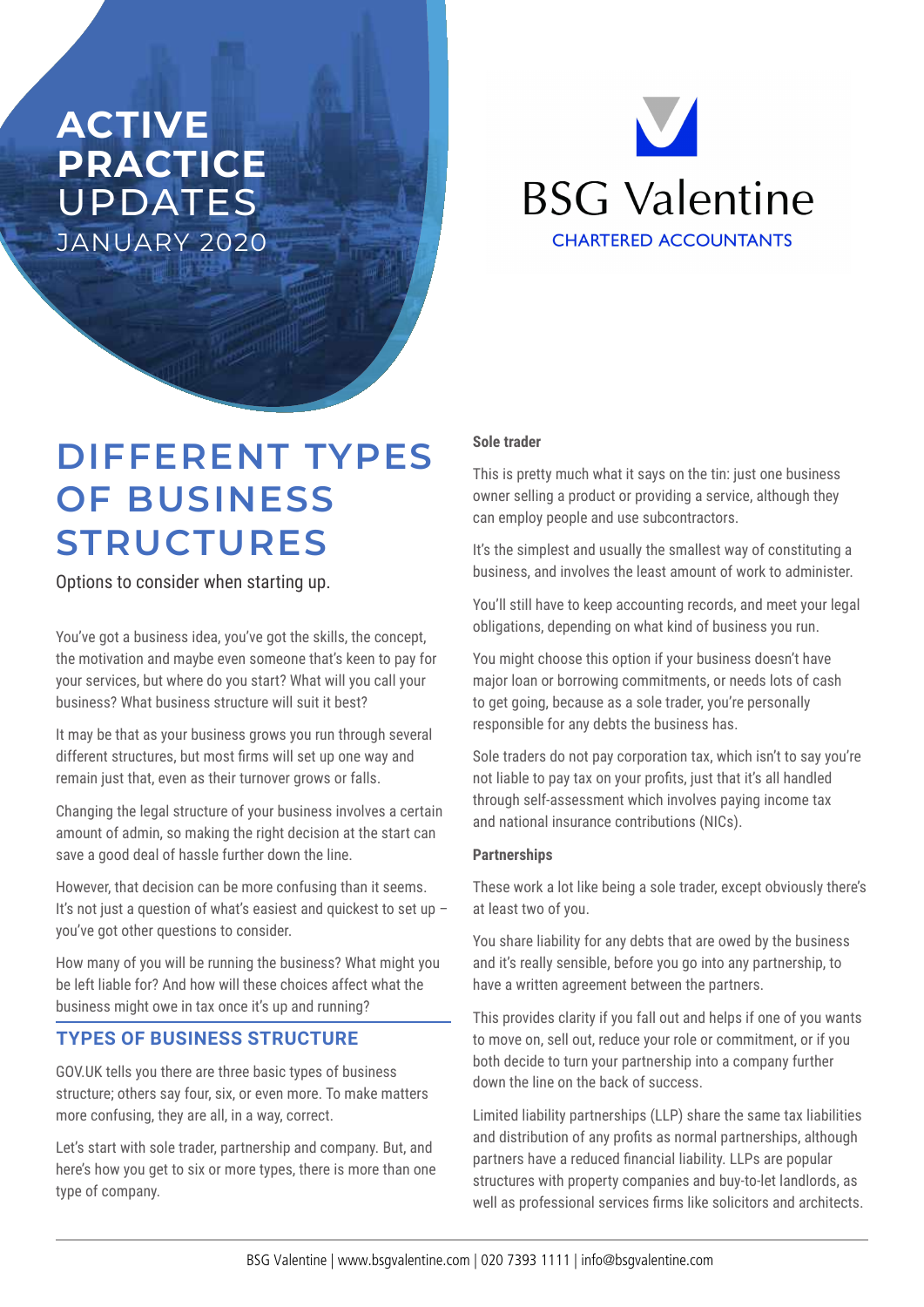# ACTIVE PRACTICE UPDATES

JANUARY 2020

BSG Valentine

CHARTERED ACCOUNTANTS

## DIFFERENT TYPES OF BUSINESS STRUCTURES

Options to consider when starting up.

You've got a business idea, you've got the skills, the concept, the motivation and maybe even someone that's keen to pay for your services, but where do you start? What will you call your business? What business structure will suit it best?

It may be that as your business grows you run through several different structures, but most firms will set up one way and remain just that, even as their turnover grows or falls.

Changing the legal structure of your business involves a certain amount of admin, so making the right decision at the start can save a good deal of hassle further down the line.

However, that decision can be more confusing than it seems. It's not just a question of what's easiest and quickest to set up – you've got other questions to consider.

How many of you will be running the business? What might you be left liable for? And how will these choices affect what the business might owe in tax once it's up and running?

### TYPES OF BUSINESS STRUCTURE

GOV.UK tells you there are three basic types of business structure; others say four, six, or even more. To make matters more confusing, they are all, in a way, correct.

Let's start with sole trader, partnership and company. But, and here's how you get to six or more types, there is more than one type of company.

**Sole trader**

This is pretty much what it says on the tin: just one business owner selling a product or providing a service, although they can employ people and use subcontractors.

It's the simplest and usually the smallest way of constituting a business, and involves the least amount of work to administer.

You'll still have to keep accounting records, and meet your legal obligations, depending on what kind of business you run.

You might choose this option if your business doesn't have major loan or borrowing commitments, or needs lots of cash to get going, because as a sole trader, you're personally responsible for any debts the business has.

Sole traders do not pay corporation tax, which isn't to say you're not liable to pay tax on your profits, just that it's all handled through self-assessment which involves paying income tax and national insurance contributions (NICs).

**Partnerships**

These work a lot like being a sole trader, except obviously there's at least two of you.

You share liability for any debts that are owed by the business and it's really sensible, before you go into any partnership, to have a written agreement between the partners.

This provides clarity if you fall out and helps if one of you wants to move on, sell out, reduce your role or commitment, or if you both decide to turn your partnership into a company further down the line on the back of success.

Limited liability partnerships (LLP) share the same tax liabilities and distribution of any profits as normal partnerships, although partners have a reduced financial liability. LLPs are popular structures with property companies and buy-to-let landlords, as well as professional services firms like solicitors and architects.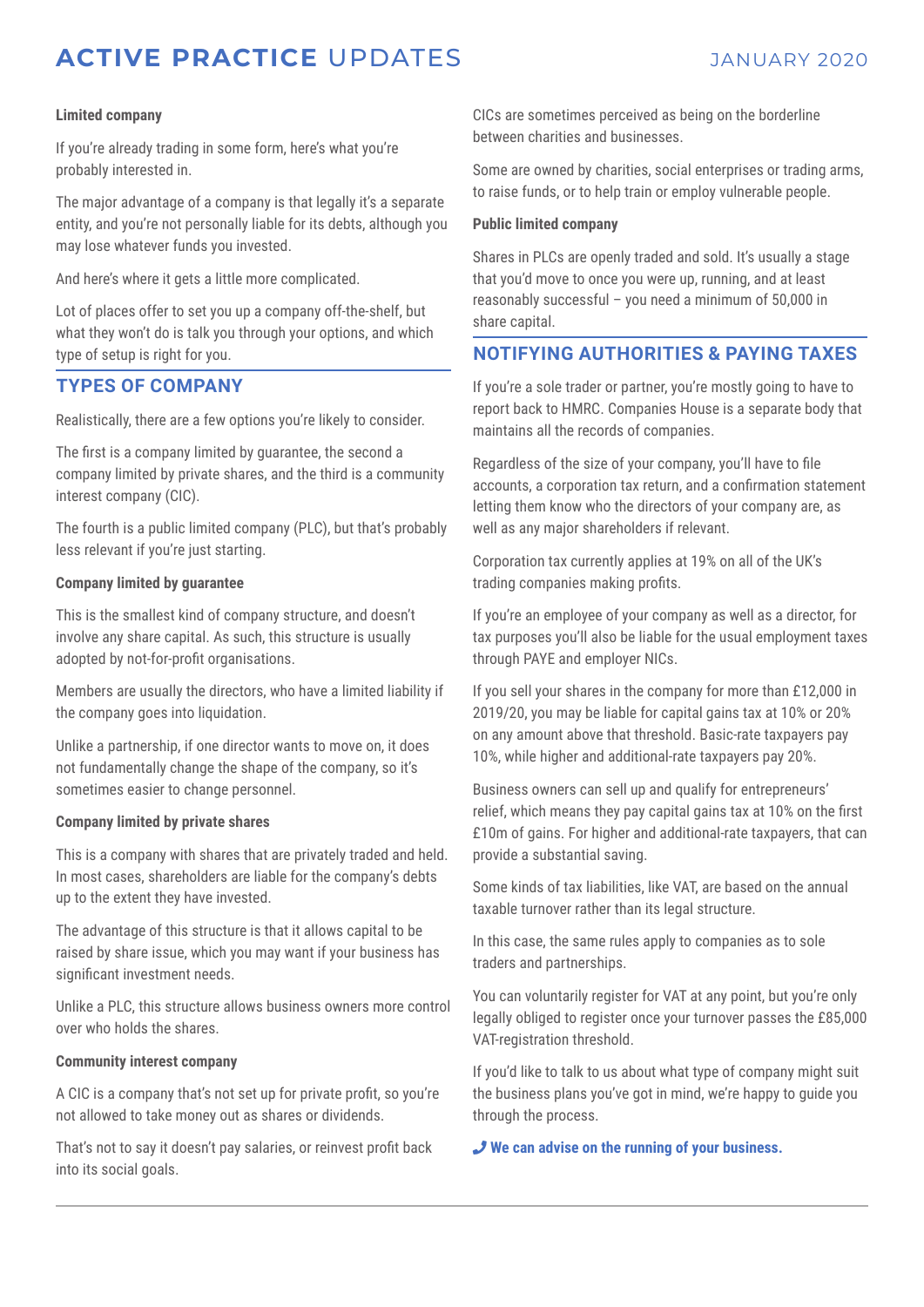**Limited company**

If you're already trading in some form, here's what you're probably interested in.

The major advantage of a company is that legally it's a separate entity, and you're not personally liable for its debts, although you may lose whatever funds you invested.

And here's where it gets a little more complicated.

Lot of places offer to set you up a company off-the-shelf, but what they won't do is talk you through your options, and which type of setup is right for you.

## TYPES OF COMPANY

Realistically, there are a few options you're likely to consider.

The first is a company limited by guarantee, the second a company limited by private shares, and the third is a community interest company (CIC).

The fourth is a public limited company (PLC), but that's probably less relevant if you're just starting.

**Company limited by guarantee**

This is the smallest kind of company structure, and doesn't involve any share capital. As such, this structure is usually adopted by not-for-profit organisations.

Members are usually the directors, who have a limited liability if the company goes into liquidation.

Unlike a partnership, if one director wants to move on, it does not fundamentally change the shape of the company, so it's sometimes easier to change personnel.

**Company limited by private shares**

This is a company with shares that are privately traded and held. In most cases, shareholders are liable for the company's debts up to the extent they have invested.

The advantage of this structure is that it allows capital to be raised by share issue, which you may want if your business has significant investment needs.

Unlike a PLC, this structure allows business owners more control over who holds the shares.

**Community interest company**

A CIC is a company that's not set up for private profit, so you're not allowed to take money out as shares or dividends.

That's not to say it doesn't pay salaries, or reinvest profit back into its social goals.

CICs are sometimes perceived as being on the borderline between charities and businesses.

Some are owned by charities, social enterprises or trading arms, to raise funds, or to help train or employ vulnerable people.

**Public limited company**

Shares in PLCs are openly traded and sold. It's usually a stage that you'd move to once you were up, running, and at least reasonably successful – you need a minimum of 50,000 in share capital.

## NOTIFYING AUTHORITIES & PAYING TAXES

If you're a sole trader or partner, you're mostly going to have to report back to HMRC. Companies House is a separate body that maintains all the records of companies.

Regardless of the size of your company, you'll have to file accounts, a corporation tax return, and a confirmation statement letting them know who the directors of your company are, as well as any major shareholders if relevant.

Corporation tax currently applies at 19% on all of the UK's trading companies making profits.

If you're an employee of your company as well as a director, for tax purposes you'll also be liable for the usual employment taxes through PAYE and employer NICs.

If you sell your shares in the company for more than £12,000 in 2019/20, you may be liable for capital gains tax at 10% or 20% on any amount above that threshold. Basic-rate taxpayers pay 10%, while higher and additional-rate taxpayers pay 20%.

Business owners can sell up and qualify for entrepreneurs' relief, which means they pay capital gains tax at 10% on the first £10m of gains. For higher and additional-rate taxpayers, that can provide a substantial saving.

Some kinds of tax liabilities, like VAT, are based on the annual taxable turnover rather than its legal structure.

In this case, the same rules apply to companies as to sole traders and partnerships.

You can voluntarily register for VAT at any point, but you're only legally obliged to register once your turnover passes the £85,000 VAT-registration threshold.

If you'd like to talk to us about what type of company might suit the business plans you've got in mind, we're happy to guide you through the process.

**We can advise on the running of your business.**